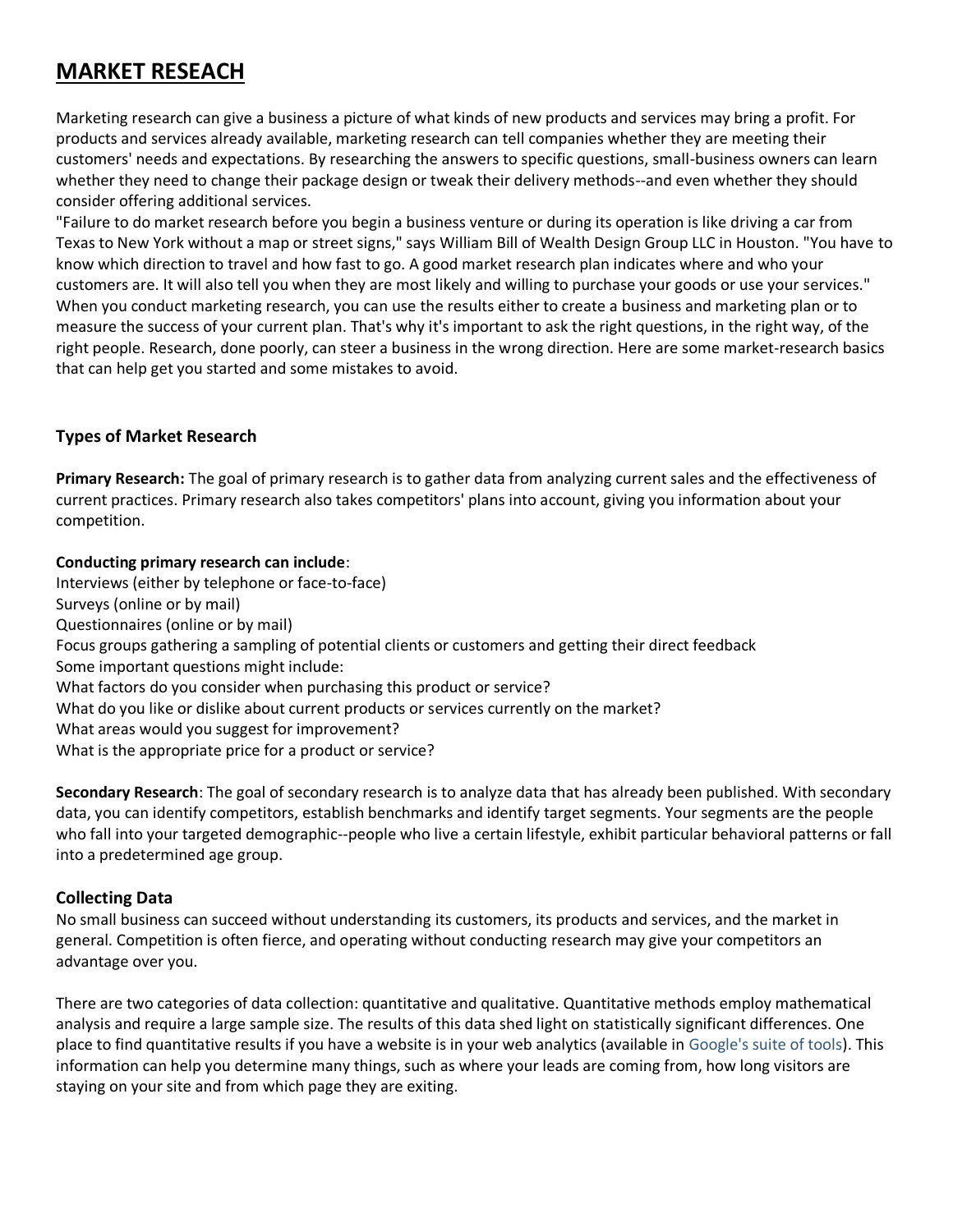# MARKET RESEACH

Marketing research can give a business a picture of what kinds of new products and services may bring a profit. For products and services already available, marketing research can tell companies whether they are meeting their customers' needs and expectations. By researching the answers to specific questions, small-business owners can learn whether they need to change their package design or tweak their delivery methods--and even whether they should consider offering additional services.

"Failure to do market research before you begin a business venture or during its operation is like driving a car from Texas to New York without a map or street signs," says William Bill of Wealth Design Group LLC in Houston. "You have to know which direction to travel and how fast to go. A good market research plan indicates where and who your customers are. It will also tell you when they are most likely and willing to purchase your goods or use your services."

When you conduct marketing research, you can use the results either to create a business and marketing plan or to measure the success of your current plan. That's why it's important to ask the right questions, in the right way, of the right people. Research, done poorly, can steer a business in the wrong direction. Here are some market-research basics that can help get you started and some mistakes to avoid.

### Types of Market Research

**Primary Research:** The goal of primary research is to gather data from analyzing current sales and the effectiveness of current practices. Primary research also takes competitors' plans into account, giving you information about your competition.

**Conducting primary research can include**:

Interviews (either by telephone or face-to-face)
Surveys (online or by mail)
Questionnaires (online or by mail)
Focus groups gathering a sampling of potential clients or customers and getting their direct feedback
Some important questions might include:
What factors do you consider when purchasing this product or service?
What do you like or dislike about current products or services currently on the market?
What areas would you suggest for improvement?
What is the appropriate price for a product or service?

**Secondary Research**: The goal of secondary research is to analyze data that has already been published. With secondary data, you can identify competitors, establish benchmarks and identify target segments. Your segments are the people who fall into your targeted demographic--people who live a certain lifestyle, exhibit particular behavioral patterns or fall into a predetermined age group.

### Collecting Data

No small business can succeed without understanding its customers, its products and services, and the market in general. Competition is often fierce, and operating without conducting research may give your competitors an advantage over you.

There are two categories of data collection: quantitative and qualitative. Quantitative methods employ mathematical analysis and require a large sample size. The results of this data shed light on statistically significant differences. One place to find quantitative results if you have a website is in your web analytics (available in Google's suite of tools). This information can help you determine many things, such as where your leads are coming from, how long visitors are staying on your site and from which page they are exiting.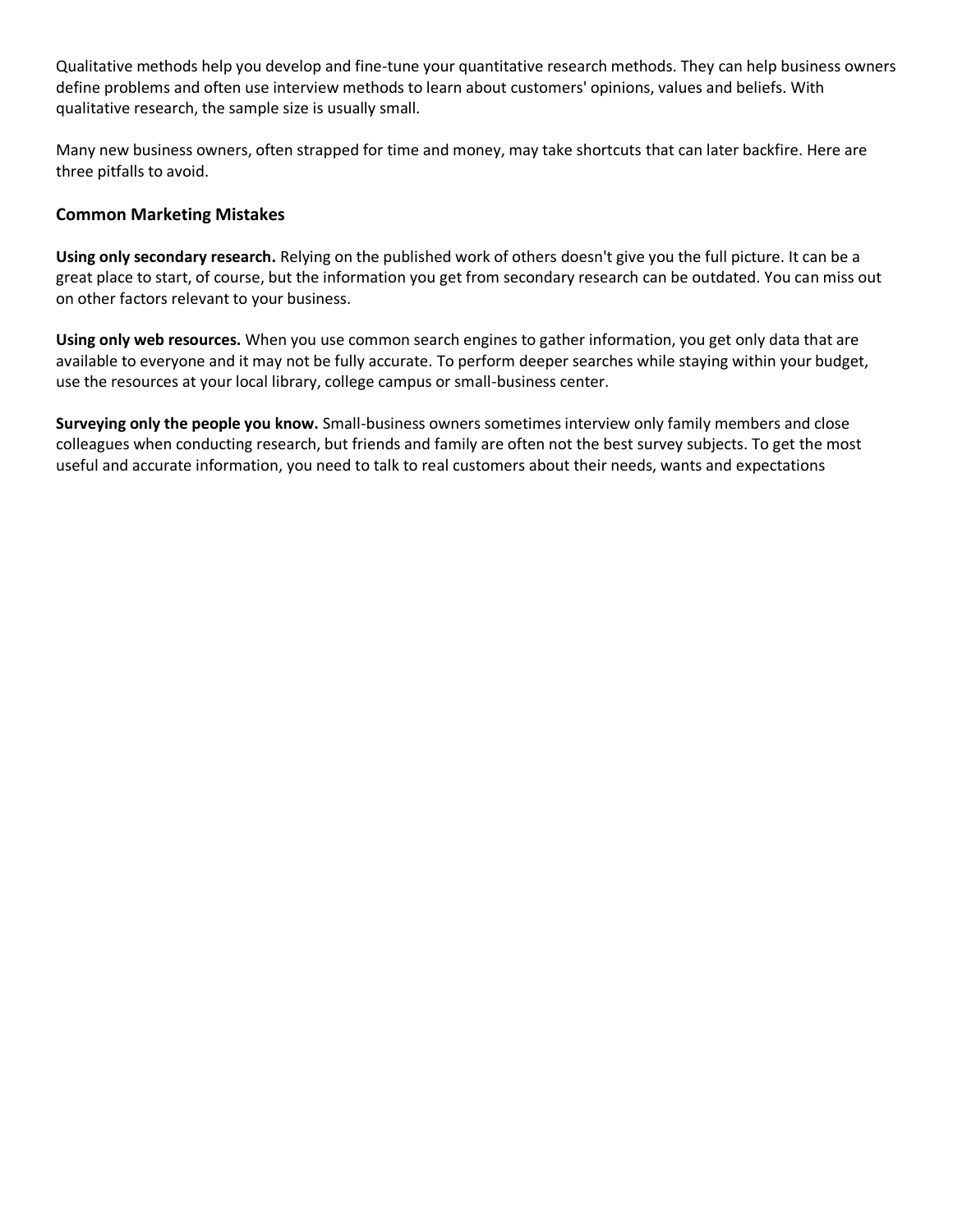Qualitative methods help you develop and fine-tune your quantitative research methods. They can help business owners define problems and often use interview methods to learn about customers' opinions, values and beliefs. With qualitative research, the sample size is usually small.

Many new business owners, often strapped for time and money, may take shortcuts that can later backfire. Here are three pitfalls to avoid.

### Common Marketing Mistakes

**Using only secondary research.** Relying on the published work of others doesn't give you the full picture. It can be a great place to start, of course, but the information you get from secondary research can be outdated. You can miss out on other factors relevant to your business.

**Using only web resources.** When you use common search engines to gather information, you get only data that are available to everyone and it may not be fully accurate. To perform deeper searches while staying within your budget, use the resources at your local library, college campus or small-business center.

**Surveying only the people you know.** Small-business owners sometimes interview only family members and close colleagues when conducting research, but friends and family are often not the best survey subjects. To get the most useful and accurate information, you need to talk to real customers about their needs, wants and expectations